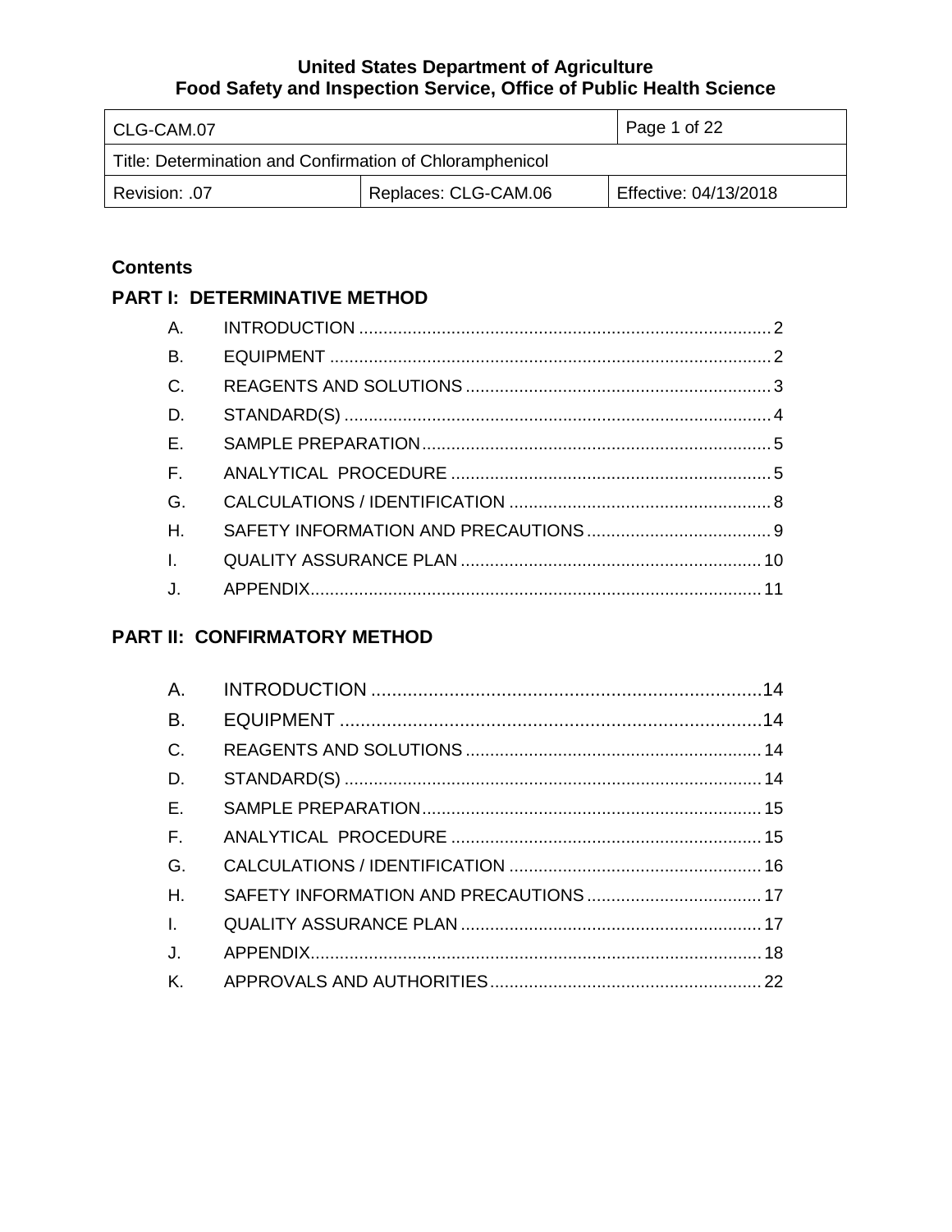# United States Department of Agriculture
## Food Safety and Inspection Service, Office of Public Health Science

| CLG-CAM.07 | | Page 1 of 22 |
|---|---|---|
| Title: Determination and Confirmation of Chloramphenicol | | |
| Revision: .07 | Replaces: CLG-CAM.06 | Effective: 04/13/2018 |

**Contents**

**PART I: DETERMINATIVE METHOD**

A. INTRODUCTION .... 2
B. EQUIPMENT .... 2
C. REAGENTS AND SOLUTIONS .... 3
D. STANDARD(S) .... 4
E. SAMPLE PREPARATION .... 5
F. ANALYTICAL PROCEDURE .... 5
G. CALCULATIONS / IDENTIFICATION .... 8
H. SAFETY INFORMATION AND PRECAUTIONS .... 9
I. QUALITY ASSURANCE PLAN .... 10
J. APPENDIX .... 11

**PART II: CONFIRMATORY METHOD**

A. INTRODUCTION .... 14
B. EQUIPMENT .... 14
C. REAGENTS AND SOLUTIONS .... 14
D. STANDARD(S) .... 14
E. SAMPLE PREPARATION .... 15
F. ANALYTICAL PROCEDURE .... 15
G. CALCULATIONS / IDENTIFICATION .... 16
H. SAFETY INFORMATION AND PRECAUTIONS .... 17
I. QUALITY ASSURANCE PLAN .... 17
J. APPENDIX .... 18
K. APPROVALS AND AUTHORITIES .... 22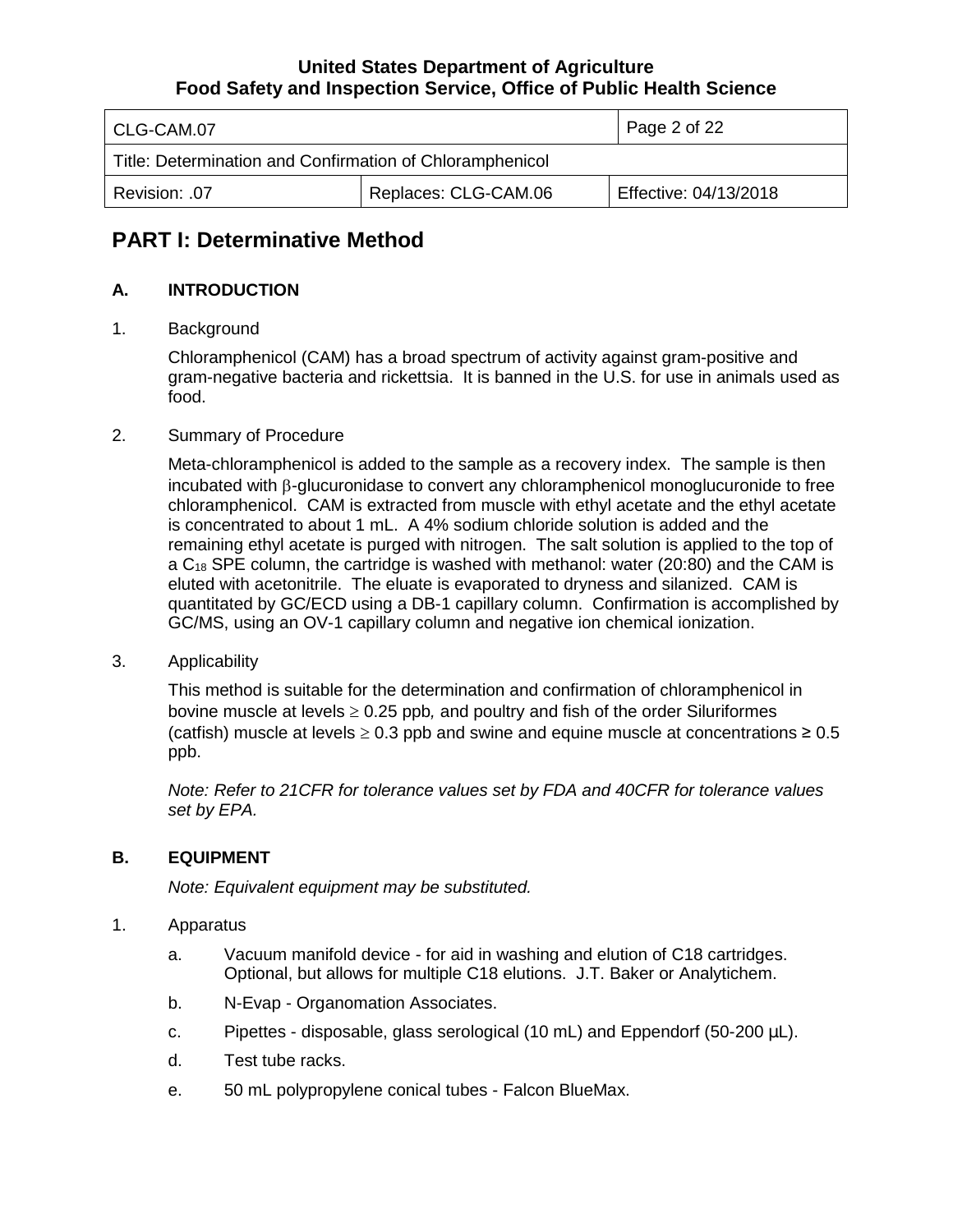# PART I: Determinative Method

## A. INTRODUCTION

1. Background

   Chloramphenicol (CAM) has a broad spectrum of activity against gram-positive and gram-negative bacteria and rickettsia. It is banned in the U.S. for use in animals used as food.

2. Summary of Procedure

   Meta-chloramphenicol is added to the sample as a recovery index. The sample is then incubated with β-glucuronidase to convert any chloramphenicol monoglucuronide to free chloramphenicol. CAM is extracted from muscle with ethyl acetate and the ethyl acetate is concentrated to about 1 mL. A 4% sodium chloride solution is added and the remaining ethyl acetate is purged with nitrogen. The salt solution is applied to the top of a $C_{18}$ SPE column, the cartridge is washed with methanol: water (20:80) and the CAM is eluted with acetonitrile. The eluate is evaporated to dryness and silanized. CAM is quantitated by GC/ECD using a DB-1 capillary column. Confirmation is accomplished by GC/MS, using an OV-1 capillary column and negative ion chemical ionization.

3. Applicability

   This method is suitable for the determination and confirmation of chloramphenicol in bovine muscle at levels ≥ 0.25 ppb, and poultry and fish of the order Siluriformes (catfish) muscle at levels ≥ 0.3 ppb and swine and equine muscle at concentrations ≥ 0.5 ppb.

   *Note: Refer to 21CFR for tolerance values set by FDA and 40CFR for tolerance values set by EPA.*

## B. EQUIPMENT

*Note: Equivalent equipment may be substituted.*

1. Apparatus

   a. Vacuum manifold device - for aid in washing and elution of C18 cartridges. Optional, but allows for multiple C18 elutions. J.T. Baker or Analytichem.

   b. N-Evap - Organomation Associates.

   c. Pipettes - disposable, glass serological (10 mL) and Eppendorf (50-200 µL).

   d. Test tube racks.

   e. 50 mL polypropylene conical tubes - Falcon BlueMax.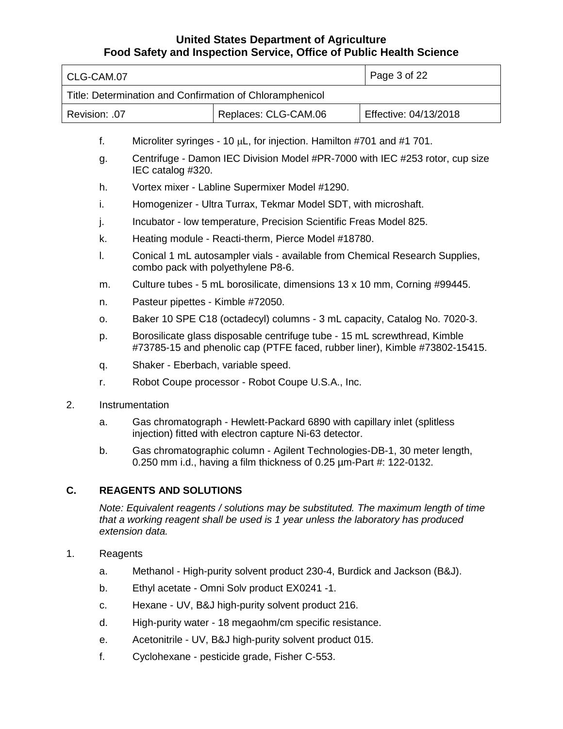f. Microliter syringes - 10 μL, for injection. Hamilton #701 and #1 701.

g. Centrifuge - Damon IEC Division Model #PR-7000 with IEC #253 rotor, cup size IEC catalog #320.

h. Vortex mixer - Labline Supermixer Model #1290.

i. Homogenizer - Ultra Turrax, Tekmar Model SDT, with microshaft.

j. Incubator - low temperature, Precision Scientific Freas Model 825.

k. Heating module - Reacti-therm, Pierce Model #18780.

l. Conical 1 mL autosampler vials - available from Chemical Research Supplies, combo pack with polyethylene P8-6.

m. Culture tubes - 5 mL borosilicate, dimensions 13 x 10 mm, Corning #99445.

n. Pasteur pipettes - Kimble #72050.

o. Baker 10 SPE C18 (octadecyl) columns - 3 mL capacity, Catalog No. 7020-3.

p. Borosilicate glass disposable centrifuge tube - 15 mL screwthread, Kimble #73785-15 and phenolic cap (PTFE faced, rubber liner), Kimble #73802-15415.

q. Shaker - Eberbach, variable speed.

r. Robot Coupe processor - Robot Coupe U.S.A., Inc.

2. Instrumentation

   a. Gas chromatograph - Hewlett-Packard 6890 with capillary inlet (splitless injection) fitted with electron capture Ni-63 detector.

   b. Gas chromatographic column - Agilent Technologies-DB-1, 30 meter length, 0.250 mm i.d., having a film thickness of 0.25 µm-Part #: 122-0132.

## C. REAGENTS AND SOLUTIONS

*Note: Equivalent reagents / solutions may be substituted. The maximum length of time that a working reagent shall be used is 1 year unless the laboratory has produced extension data.*

1. Reagents

   a. Methanol - High-purity solvent product 230-4, Burdick and Jackson (B&J).

   b. Ethyl acetate - Omni Solv product EX0241 -1.

   c. Hexane - UV, B&J high-purity solvent product 216.

   d. High-purity water - 18 megaohm/cm specific resistance.

   e. Acetonitrile - UV, B&J high-purity solvent product 015.

   f. Cyclohexane - pesticide grade, Fisher C-553.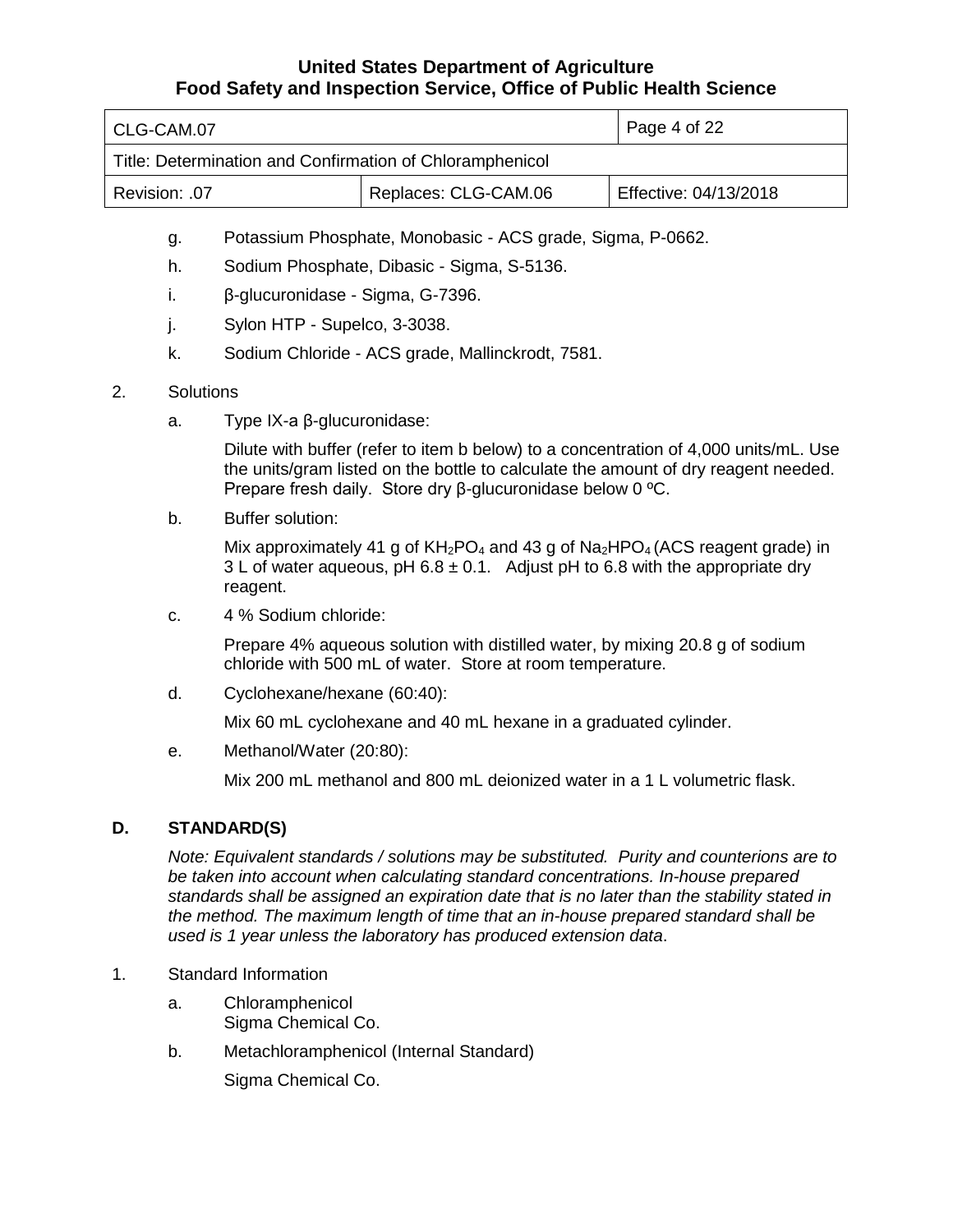g. Potassium Phosphate, Monobasic - ACS grade, Sigma, P-0662.

h. Sodium Phosphate, Dibasic - Sigma, S-5136.

i. β-glucuronidase - Sigma, G-7396.

j. Sylon HTP - Supelco, 3-3038.

k. Sodium Chloride - ACS grade, Mallinckrodt, 7581.

2. Solutions

   a. Type IX-a β-glucuronidase:

      Dilute with buffer (refer to item b below) to a concentration of 4,000 units/mL. Use the units/gram listed on the bottle to calculate the amount of dry reagent needed. Prepare fresh daily. Store dry β-glucuronidase below 0 ºC.

   b. Buffer solution:

      Mix approximately 41 g of $KH_2PO_4$ and 43 g of $Na_2HPO_4$ (ACS reagent grade) in 3 L of water aqueous, pH 6.8 ± 0.1. Adjust pH to 6.8 with the appropriate dry reagent.

   c. 4 % Sodium chloride:

      Prepare 4% aqueous solution with distilled water, by mixing 20.8 g of sodium chloride with 500 mL of water. Store at room temperature.

   d. Cyclohexane/hexane (60:40):

      Mix 60 mL cyclohexane and 40 mL hexane in a graduated cylinder.

   e. Methanol/Water (20:80):

      Mix 200 mL methanol and 800 mL deionized water in a 1 L volumetric flask.

## D. STANDARD(S)

*Note: Equivalent standards / solutions may be substituted. Purity and counterions are to be taken into account when calculating standard concentrations. In-house prepared standards shall be assigned an expiration date that is no later than the stability stated in the method. The maximum length of time that an in-house prepared standard shall be used is 1 year unless the laboratory has produced extension data.*

1. Standard Information

   a. Chloramphenicol
      Sigma Chemical Co.

   b. Metachloramphenicol (Internal Standard)

      Sigma Chemical Co.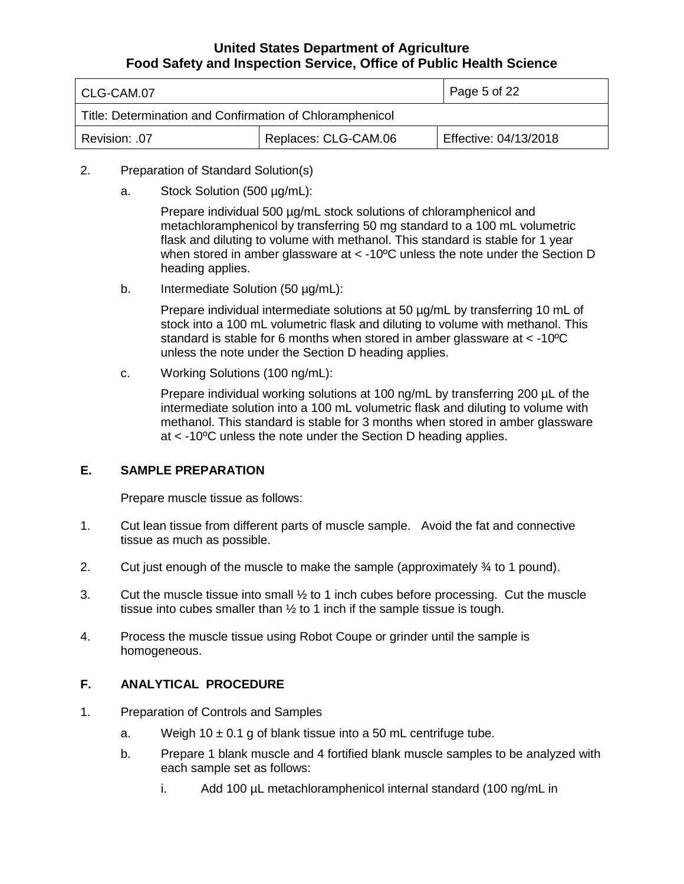2. Preparation of Standard Solution(s)

   a. Stock Solution (500 µg/mL):

      Prepare individual 500 µg/mL stock solutions of chloramphenicol and metachloramphenicol by transferring 50 mg standard to a 100 mL volumetric flask and diluting to volume with methanol. This standard is stable for 1 year when stored in amber glassware at < -10ºC unless the note under the Section D heading applies.

   b. Intermediate Solution (50 µg/mL):

      Prepare individual intermediate solutions at 50 µg/mL by transferring 10 mL of stock into a 100 mL volumetric flask and diluting to volume with methanol. This standard is stable for 6 months when stored in amber glassware at < -10ºC unless the note under the Section D heading applies.

   c. Working Solutions (100 ng/mL):

      Prepare individual working solutions at 100 ng/mL by transferring 200 µL of the intermediate solution into a 100 mL volumetric flask and diluting to volume with methanol. This standard is stable for 3 months when stored in amber glassware at < -10ºC unless the note under the Section D heading applies.

## E. SAMPLE PREPARATION

Prepare muscle tissue as follows:

1. Cut lean tissue from different parts of muscle sample. Avoid the fat and connective tissue as much as possible.

2. Cut just enough of the muscle to make the sample (approximately ¾ to 1 pound).

3. Cut the muscle tissue into small ½ to 1 inch cubes before processing. Cut the muscle tissue into cubes smaller than ½ to 1 inch if the sample tissue is tough.

4. Process the muscle tissue using Robot Coupe or grinder until the sample is homogeneous.

## F. ANALYTICAL PROCEDURE

1. Preparation of Controls and Samples

   a. Weigh 10 ± 0.1 g of blank tissue into a 50 mL centrifuge tube.

   b. Prepare 1 blank muscle and 4 fortified blank muscle samples to be analyzed with each sample set as follows:

      i. Add 100 µL metachloramphenicol internal standard (100 ng/mL in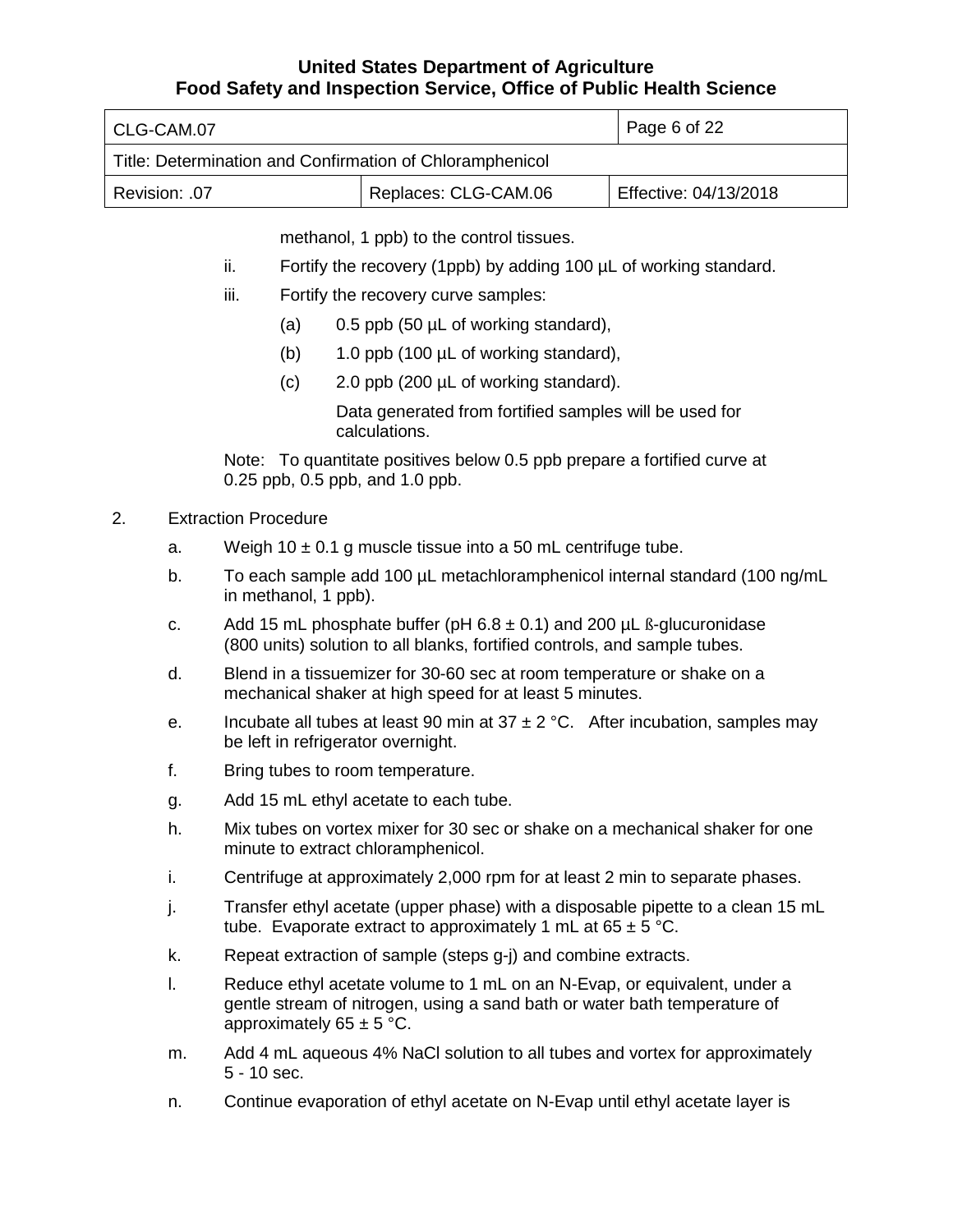methanol, 1 ppb) to the control tissues.

ii. Fortify the recovery (1ppb) by adding 100 µL of working standard.

iii. Fortify the recovery curve samples:

(a) 0.5 ppb (50 µL of working standard),

(b) 1.0 ppb (100 µL of working standard),

(c) 2.0 ppb (200 µL of working standard).

Data generated from fortified samples will be used for calculations.

Note: To quantitate positives below 0.5 ppb prepare a fortified curve at 0.25 ppb, 0.5 ppb, and 1.0 ppb.

2. Extraction Procedure

a. Weigh 10 ± 0.1 g muscle tissue into a 50 mL centrifuge tube.

b. To each sample add 100 µL metachloramphenicol internal standard (100 ng/mL in methanol, 1 ppb).

c. Add 15 mL phosphate buffer (pH 6.8 ± 0.1) and 200 µL ß-glucuronidase (800 units) solution to all blanks, fortified controls, and sample tubes.

d. Blend in a tissuemizer for 30-60 sec at room temperature or shake on a mechanical shaker at high speed for at least 5 minutes.

e. Incubate all tubes at least 90 min at 37 ± 2 °C. After incubation, samples may be left in refrigerator overnight.

f. Bring tubes to room temperature.

g. Add 15 mL ethyl acetate to each tube.

h. Mix tubes on vortex mixer for 30 sec or shake on a mechanical shaker for one minute to extract chloramphenicol.

i. Centrifuge at approximately 2,000 rpm for at least 2 min to separate phases.

j. Transfer ethyl acetate (upper phase) with a disposable pipette to a clean 15 mL tube. Evaporate extract to approximately 1 mL at 65 ± 5 °C.

k. Repeat extraction of sample (steps g-j) and combine extracts.

l. Reduce ethyl acetate volume to 1 mL on an N-Evap, or equivalent, under a gentle stream of nitrogen, using a sand bath or water bath temperature of approximately 65 ± 5 °C.

m. Add 4 mL aqueous 4% NaCl solution to all tubes and vortex for approximately 5 - 10 sec.

n. Continue evaporation of ethyl acetate on N-Evap until ethyl acetate layer is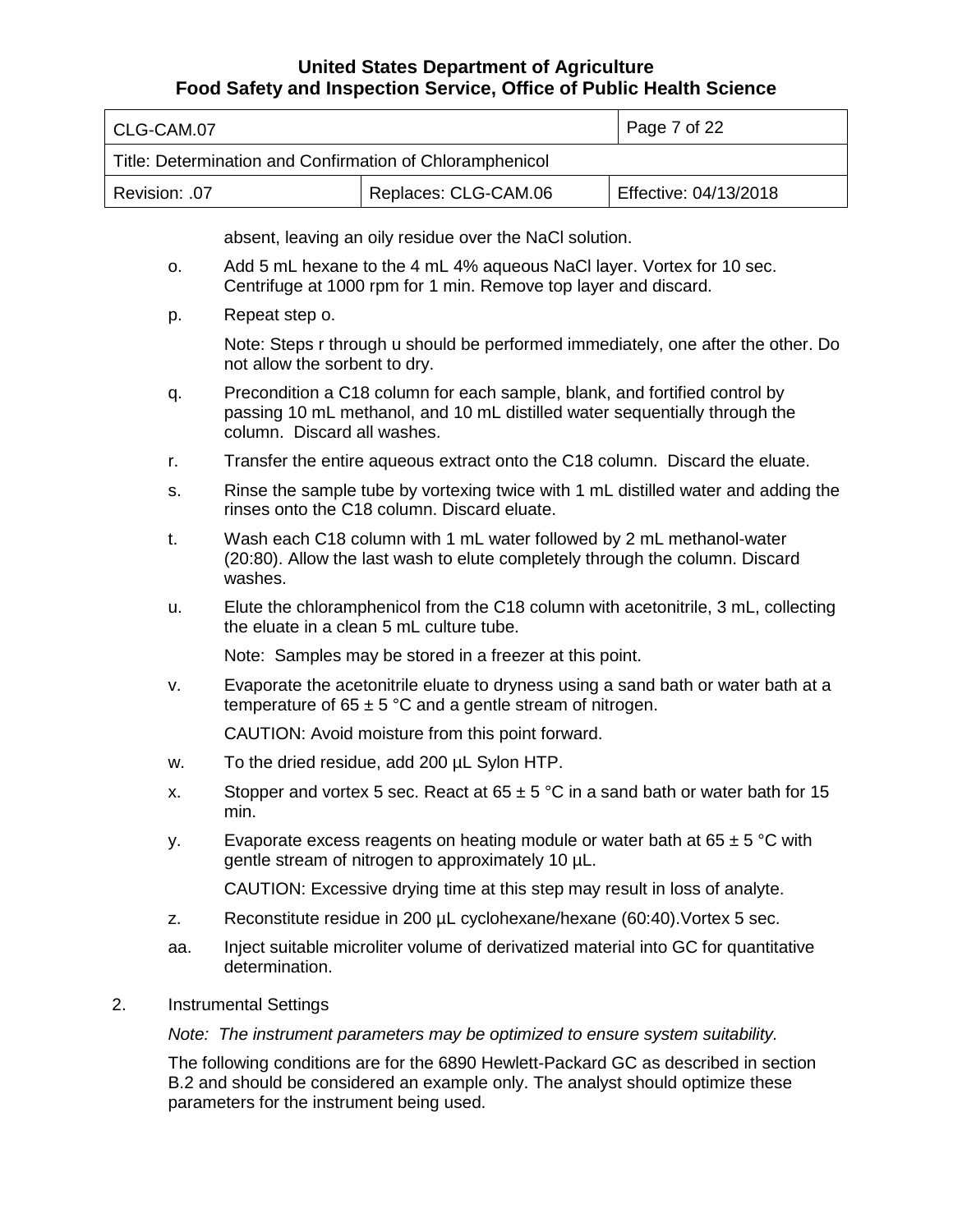absent, leaving an oily residue over the NaCl solution.

o. Add 5 mL hexane to the 4 mL 4% aqueous NaCl layer. Vortex for 10 sec. Centrifuge at 1000 rpm for 1 min. Remove top layer and discard.

p. Repeat step o.

   Note: Steps r through u should be performed immediately, one after the other. Do not allow the sorbent to dry.

q. Precondition a C18 column for each sample, blank, and fortified control by passing 10 mL methanol, and 10 mL distilled water sequentially through the column. Discard all washes.

r. Transfer the entire aqueous extract onto the C18 column. Discard the eluate.

s. Rinse the sample tube by vortexing twice with 1 mL distilled water and adding the rinses onto the C18 column. Discard eluate.

t. Wash each C18 column with 1 mL water followed by 2 mL methanol-water (20:80). Allow the last wash to elute completely through the column. Discard washes.

u. Elute the chloramphenicol from the C18 column with acetonitrile, 3 mL, collecting the eluate in a clean 5 mL culture tube.

   Note: Samples may be stored in a freezer at this point.

v. Evaporate the acetonitrile eluate to dryness using a sand bath or water bath at a temperature of 65 ± 5 °C and a gentle stream of nitrogen.

   CAUTION: Avoid moisture from this point forward.

w. To the dried residue, add 200 µL Sylon HTP.

x. Stopper and vortex 5 sec. React at 65 ± 5 °C in a sand bath or water bath for 15 min.

y. Evaporate excess reagents on heating module or water bath at 65 ± 5 °C with gentle stream of nitrogen to approximately 10 µL.

   CAUTION: Excessive drying time at this step may result in loss of analyte.

z. Reconstitute residue in 200 µL cyclohexane/hexane (60:40).Vortex 5 sec.

aa. Inject suitable microliter volume of derivatized material into GC for quantitative determination.

2. Instrumental Settings

   *Note: The instrument parameters may be optimized to ensure system suitability.*

   The following conditions are for the 6890 Hewlett-Packard GC as described in section B.2 and should be considered an example only. The analyst should optimize these parameters for the instrument being used.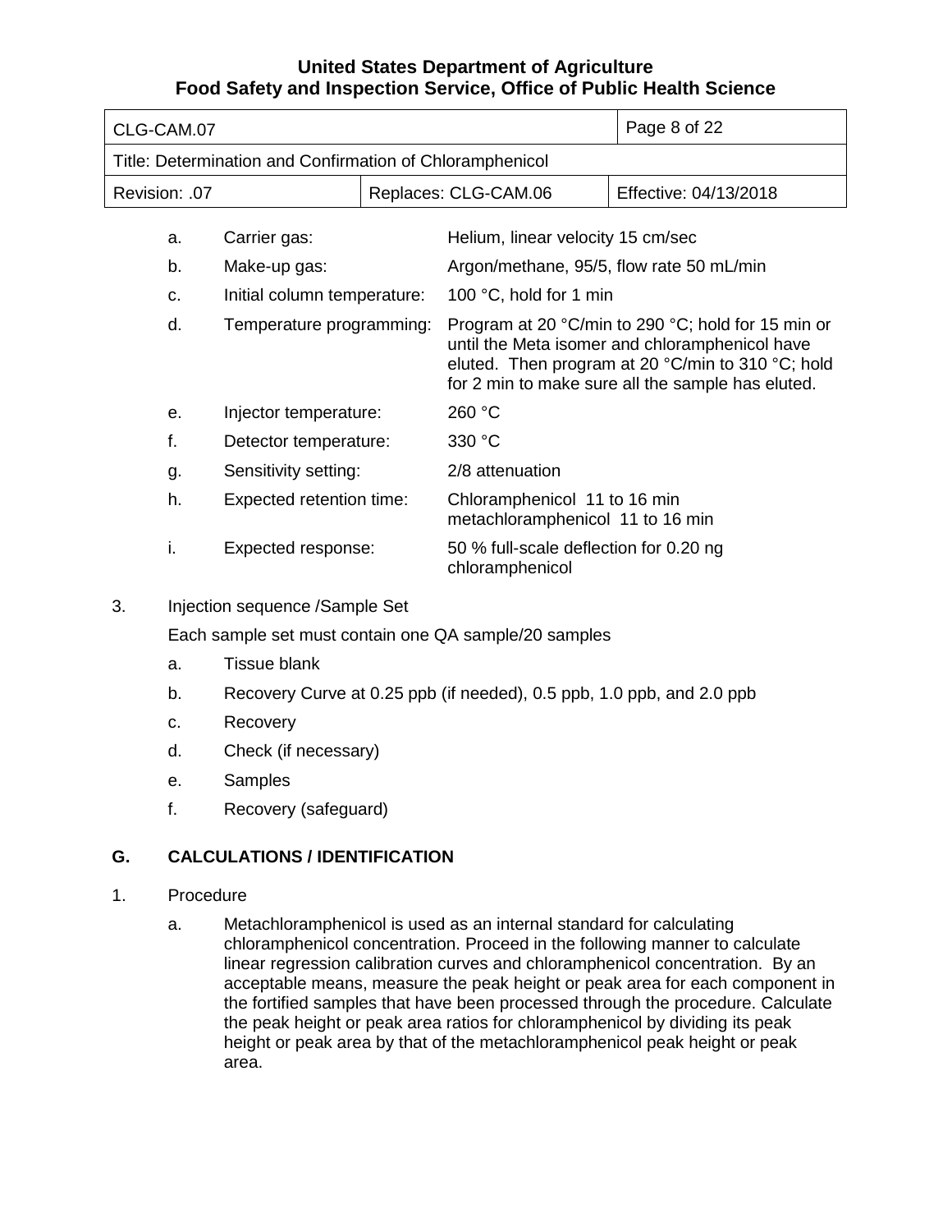a. Carrier gas: Helium, linear velocity 15 cm/sec

b. Make-up gas: Argon/methane, 95/5, flow rate 50 mL/min

c. Initial column temperature: 100 °C, hold for 1 min

d. Temperature programming: Program at 20 °C/min to 290 °C; hold for 15 min or until the Meta isomer and chloramphenicol have eluted. Then program at 20 °C/min to 310 °C; hold for 2 min to make sure all the sample has eluted.

e. Injector temperature: 260 °C

f. Detector temperature: 330 °C

g. Sensitivity setting: 2/8 attenuation

h. Expected retention time: Chloramphenicol 11 to 16 min
metachloramphenicol 11 to 16 min

i. Expected response: 50 % full-scale deflection for 0.20 ng chloramphenicol

3. Injection sequence /Sample Set

Each sample set must contain one QA sample/20 samples

a. Tissue blank

b. Recovery Curve at 0.25 ppb (if needed), 0.5 ppb, 1.0 ppb, and 2.0 ppb

c. Recovery

d. Check (if necessary)

e. Samples

f. Recovery (safeguard)

## G. CALCULATIONS / IDENTIFICATION

1. Procedure

a. Metachloramphenicol is used as an internal standard for calculating chloramphenicol concentration. Proceed in the following manner to calculate linear regression calibration curves and chloramphenicol concentration. By an acceptable means, measure the peak height or peak area for each component in the fortified samples that have been processed through the procedure. Calculate the peak height or peak area ratios for chloramphenicol by dividing its peak height or peak area by that of the metachloramphenicol peak height or peak area.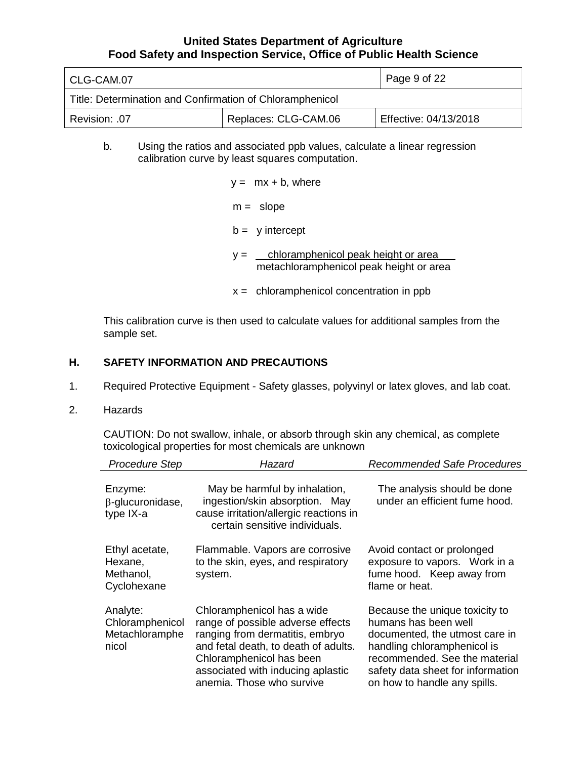b. Using the ratios and associated ppb values, calculate a linear regression calibration curve by least squares computation.

$$y = mx + b, \text{ where}$$

$m$ = slope

$b$ = y intercept

$$y = \frac{\text{chloramphenicol peak height or area}}{\text{metachloramphenicol peak height or area}}$$

$x$ = chloramphenicol concentration in ppb

This calibration curve is then used to calculate values for additional samples from the sample set.

## H. SAFETY INFORMATION AND PRECAUTIONS

1. Required Protective Equipment - Safety glasses, polyvinyl or latex gloves, and lab coat.

2. Hazards

CAUTION: Do not swallow, inhale, or absorb through skin any chemical, as complete toxicological properties for most chemicals are unknown

| *Procedure Step* | *Hazard* | *Recommended Safe Procedures* |
|---|---|---|
| Enzyme: β-glucuronidase, type IX-a | May be harmful by inhalation, ingestion/skin absorption. May cause irritation/allergic reactions in certain sensitive individuals. | The analysis should be done under an efficient fume hood. |
| Ethyl acetate, Hexane, Methanol, Cyclohexane | Flammable. Vapors are corrosive to the skin, eyes, and respiratory system. | Avoid contact or prolonged exposure to vapors. Work in a fume hood. Keep away from flame or heat. |
| Analyte: Chloramphenicol Metachloramphenicol | Chloramphenicol has a wide range of possible adverse effects ranging from dermatitis, embryo and fetal death, to death of adults. Chloramphenicol has been associated with inducing aplastic anemia. Those who survive | Because the unique toxicity to humans has been well documented, the utmost care in handling chloramphenicol is recommended. See the material safety data sheet for information on how to handle any spills. |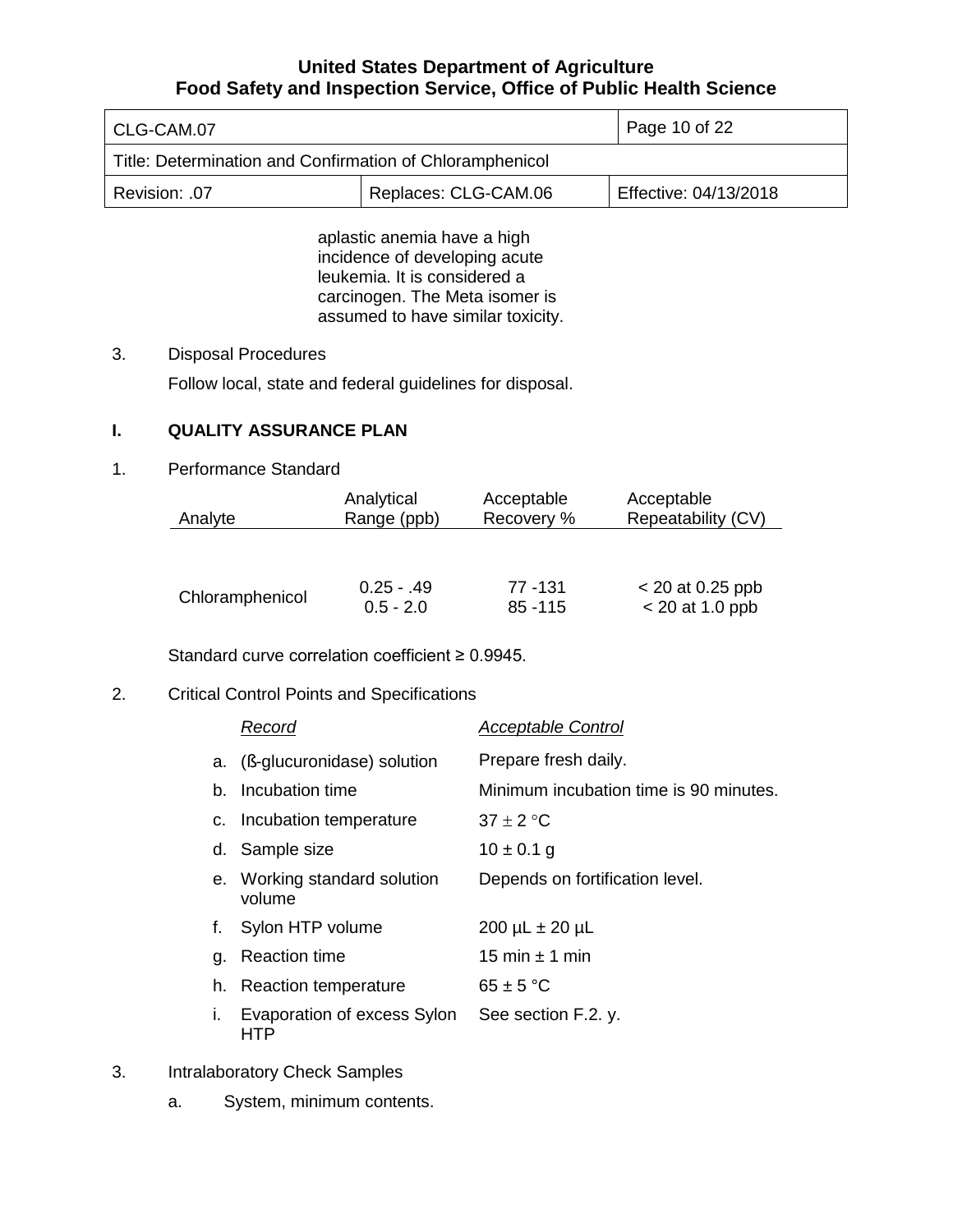aplastic anemia have a high incidence of developing acute leukemia. It is considered a carcinogen. The Meta isomer is assumed to have similar toxicity.

3. Disposal Procedures

Follow local, state and federal guidelines for disposal.

## I. QUALITY ASSURANCE PLAN

1. Performance Standard

| Analyte | Analytical Range (ppb) | Acceptable Recovery % | Acceptable Repeatability (CV) |
|---|---|---|---|
| Chloramphenicol | 0.25 - .49<br>0.5 - 2.0 | 77 -131<br>85 -115 | < 20 at 0.25 ppb<br>< 20 at 1.0 ppb |

Standard curve correlation coefficient ≥ 0.9945.

2. Critical Control Points and Specifications

| *Record* | *Acceptable Control* |
|---|---|
| a. (ß-glucuronidase) solution | Prepare fresh daily. |
| b. Incubation time | Minimum incubation time is 90 minutes. |
| c. Incubation temperature | 37 ± 2 °C |
| d. Sample size | 10 ± 0.1 g |
| e. Working standard solution volume | Depends on fortification level. |
| f. Sylon HTP volume | 200 µL ± 20 µL |
| g. Reaction time | 15 min ± 1 min |
| h. Reaction temperature | 65 ± 5 °C |
| i. Evaporation of excess Sylon HTP | See section F.2. y. |

3. Intralaboratory Check Samples

   a. System, minimum contents.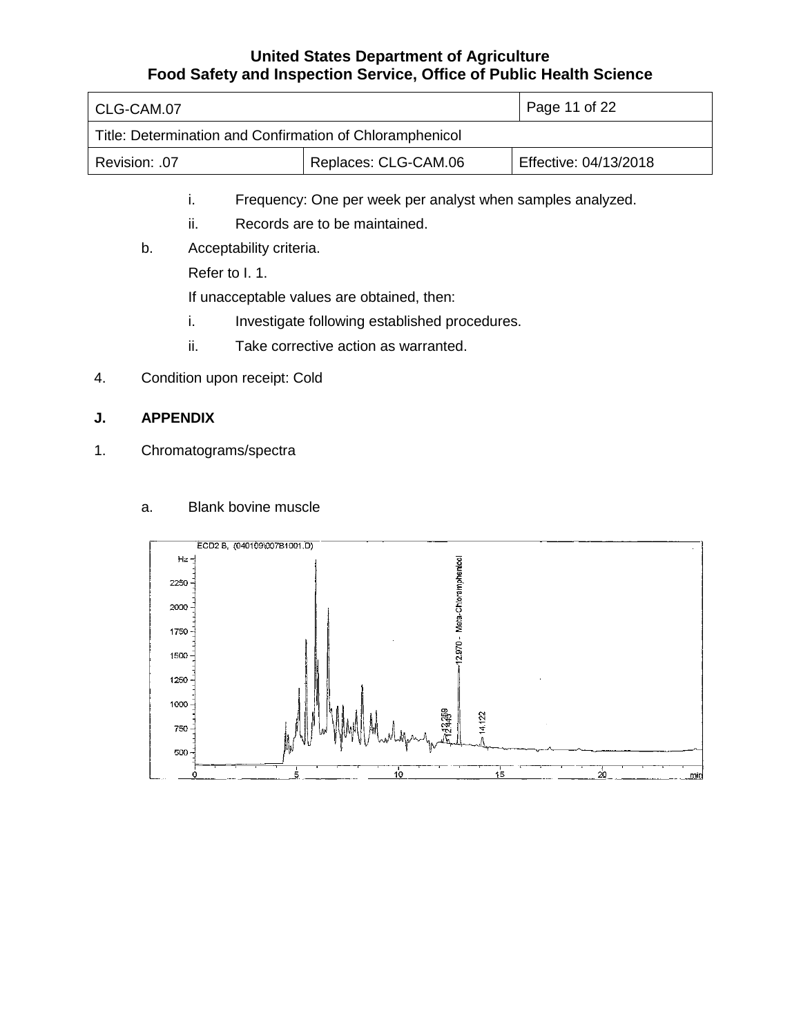i. Frequency: One per week per analyst when samples analyzed.

ii. Records are to be maintained.

b. Acceptability criteria.

Refer to I. 1.

If unacceptable values are obtained, then:

i. Investigate following established procedures.

ii. Take corrective action as warranted.

4. Condition upon receipt: Cold

## J. APPENDIX

1. Chromatograms/spectra

a. Blank bovine muscle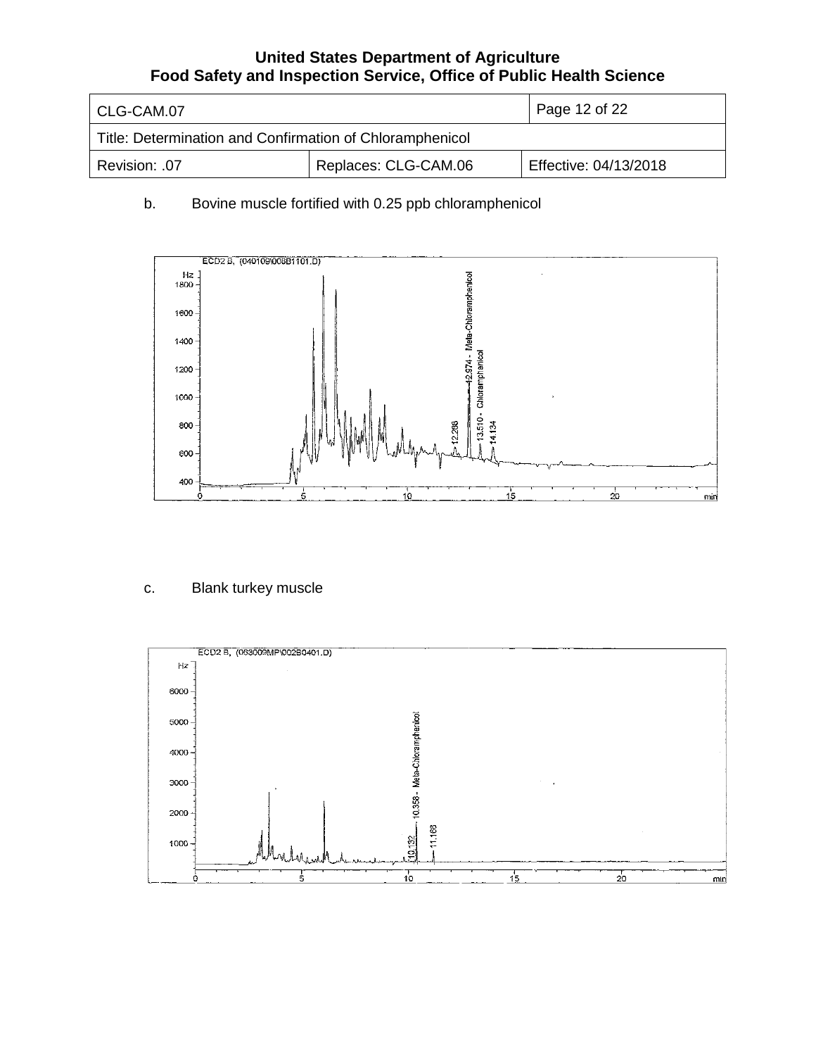b. Bovine muscle fortified with 0.25 ppb chloramphenicol

c. Blank turkey muscle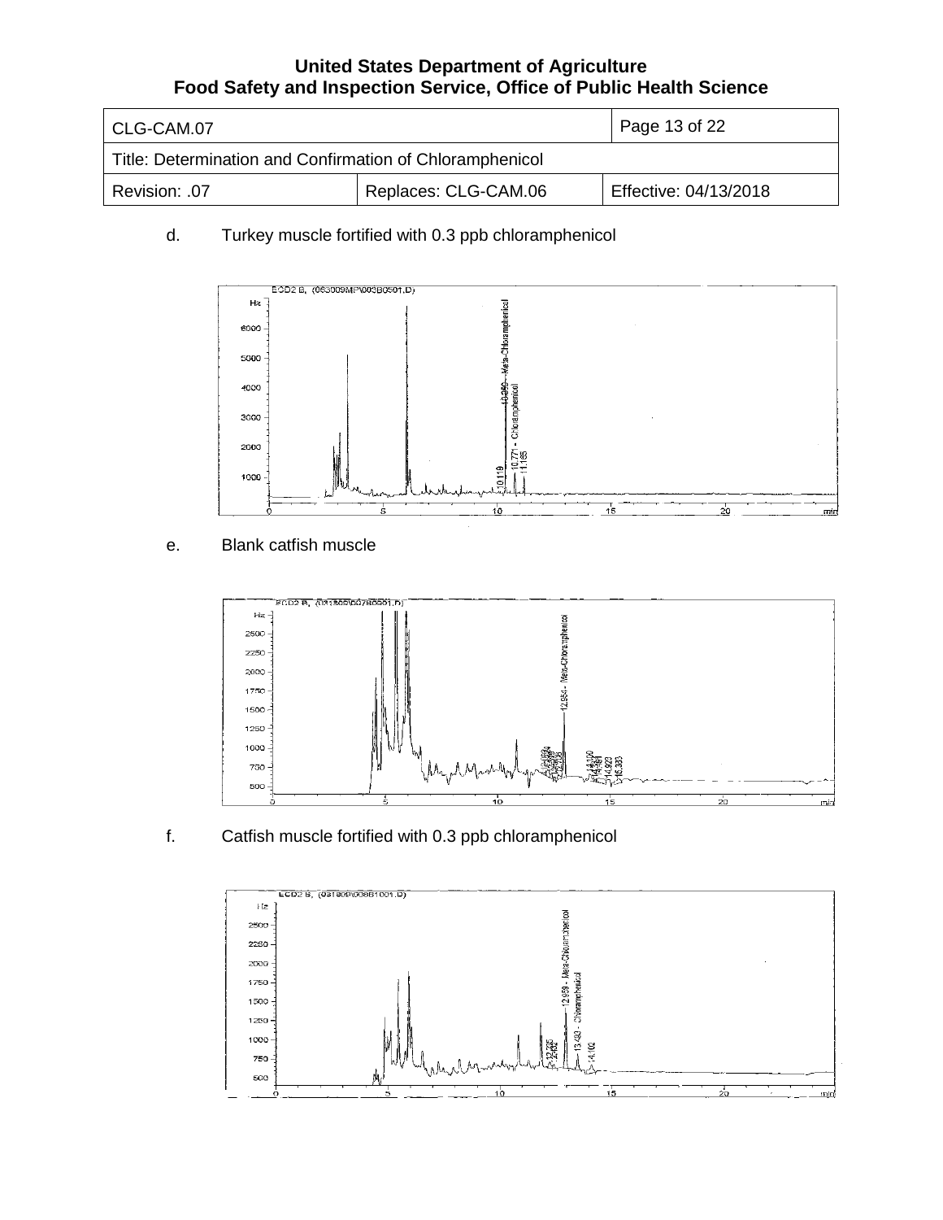d. Turkey muscle fortified with 0.3 ppb chloramphenicol

e. Blank catfish muscle

f. Catfish muscle fortified with 0.3 ppb chloramphenicol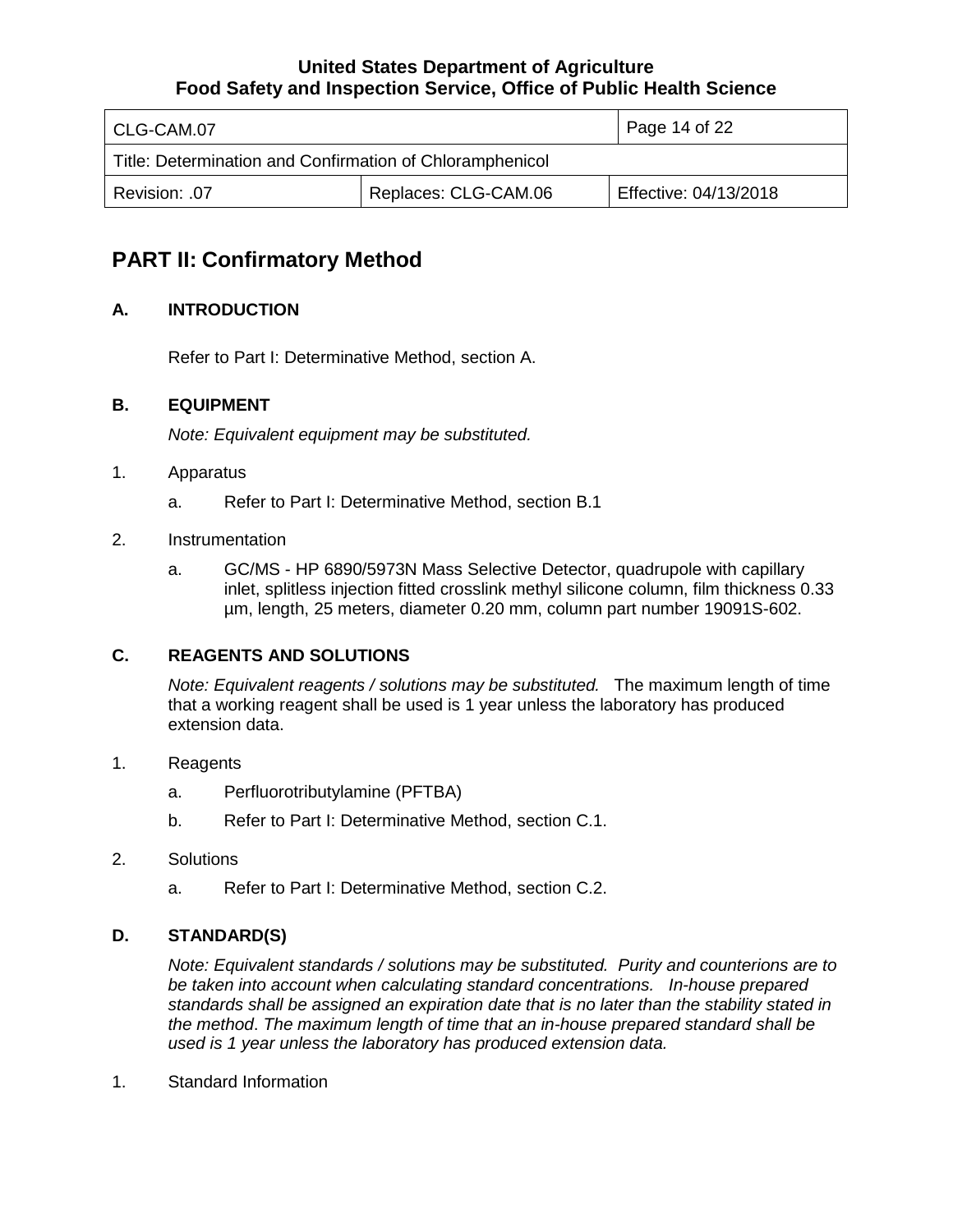# PART II: Confirmatory Method

## A. INTRODUCTION

Refer to Part I: Determinative Method, section A.

## B. EQUIPMENT

*Note: Equivalent equipment may be substituted.*

1. Apparatus

   a. Refer to Part I: Determinative Method, section B.1

2. Instrumentation

   a. GC/MS - HP 6890/5973N Mass Selective Detector, quadrupole with capillary inlet, splitless injection fitted crosslink methyl silicone column, film thickness 0.33 µm, length, 25 meters, diameter 0.20 mm, column part number 19091S-602.

## C. REAGENTS AND SOLUTIONS

*Note: Equivalent reagents / solutions may be substituted.* The maximum length of time that a working reagent shall be used is 1 year unless the laboratory has produced extension data.

1. Reagents

   a. Perfluorotributylamine (PFTBA)

   b. Refer to Part I: Determinative Method, section C.1.

2. Solutions

   a. Refer to Part I: Determinative Method, section C.2.

## D. STANDARD(S)

*Note: Equivalent standards / solutions may be substituted. Purity and counterions are to be taken into account when calculating standard concentrations. In-house prepared standards shall be assigned an expiration date that is no later than the stability stated in the method. The maximum length of time that an in-house prepared standard shall be used is 1 year unless the laboratory has produced extension data.*

1. Standard Information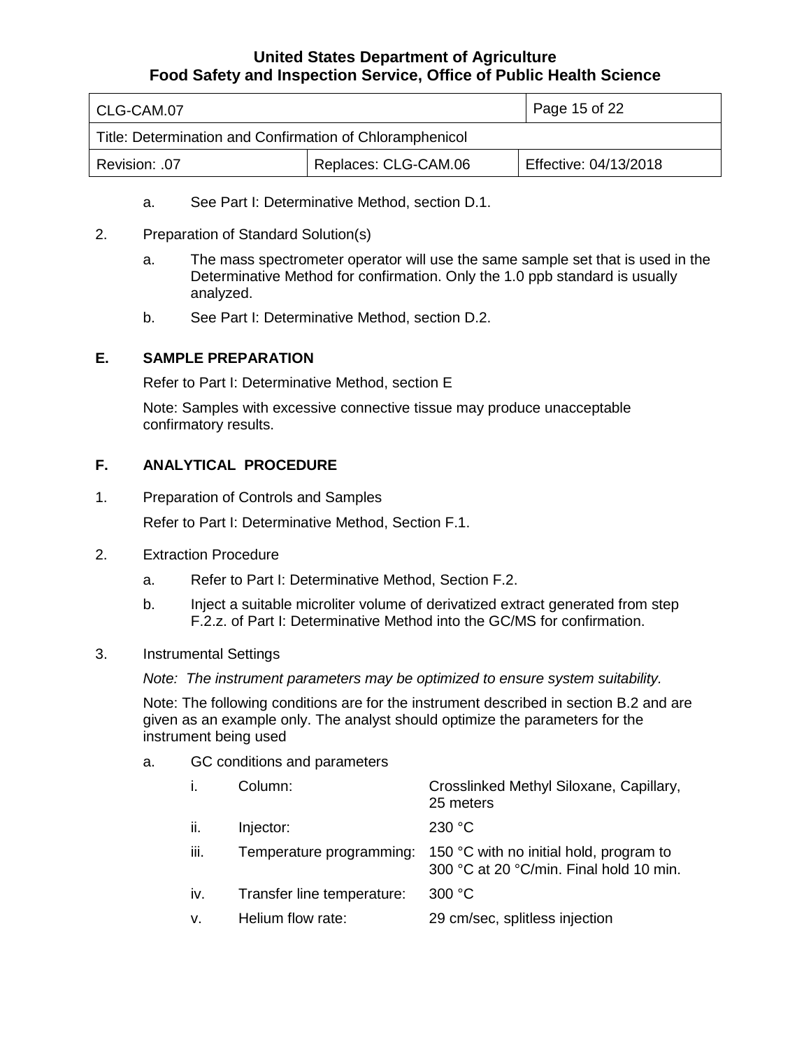a. See Part I: Determinative Method, section D.1.

2. Preparation of Standard Solution(s)

   a. The mass spectrometer operator will use the same sample set that is used in the Determinative Method for confirmation. Only the 1.0 ppb standard is usually analyzed.

   b. See Part I: Determinative Method, section D.2.

## E. SAMPLE PREPARATION

Refer to Part I: Determinative Method, section E

Note: Samples with excessive connective tissue may produce unacceptable confirmatory results.

## F. ANALYTICAL PROCEDURE

1. Preparation of Controls and Samples

   Refer to Part I: Determinative Method, Section F.1.

2. Extraction Procedure

   a. Refer to Part I: Determinative Method, Section F.2.

   b. Inject a suitable microliter volume of derivatized extract generated from step F.2.z. of Part I: Determinative Method into the GC/MS for confirmation.

3. Instrumental Settings

   *Note: The instrument parameters may be optimized to ensure system suitability.*

   Note: The following conditions are for the instrument described in section B.2 and are given as an example only. The analyst should optimize the parameters for the instrument being used

   a. GC conditions and parameters

      i. Column: Crosslinked Methyl Siloxane, Capillary, 25 meters

      ii. Injector: 230 °C

      iii. Temperature programming: 150 °C with no initial hold, program to 300 °C at 20 °C/min. Final hold 10 min.

      iv. Transfer line temperature: 300 °C

      v. Helium flow rate: 29 cm/sec, splitless injection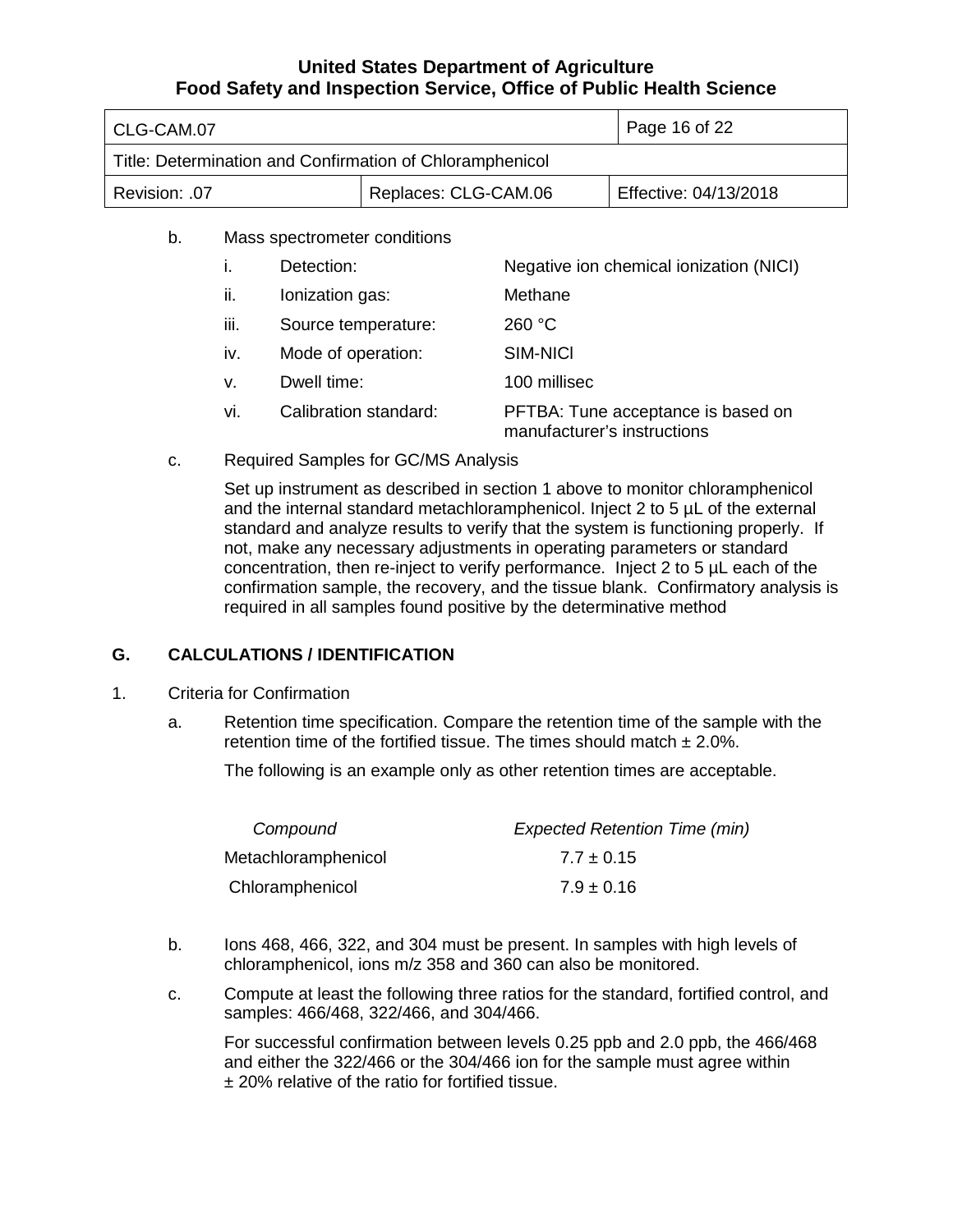b. Mass spectrometer conditions

| | | |
|---|---|---|
| i. | Detection: | Negative ion chemical ionization (NICI) |
| ii. | Ionization gas: | Methane |
| iii. | Source temperature: | 260 °C |
| iv. | Mode of operation: | SIM-NICI |
| v. | Dwell time: | 100 millisec |
| vi. | Calibration standard: | PFTBA: Tune acceptance is based on manufacturer's instructions |

c. Required Samples for GC/MS Analysis

Set up instrument as described in section 1 above to monitor chloramphenicol and the internal standard metachloramphenicol. Inject 2 to 5 µL of the external standard and analyze results to verify that the system is functioning properly. If not, make any necessary adjustments in operating parameters or standard concentration, then re-inject to verify performance. Inject 2 to 5 µL each of the confirmation sample, the recovery, and the tissue blank. Confirmatory analysis is required in all samples found positive by the determinative method

## G. CALCULATIONS / IDENTIFICATION

1. Criteria for Confirmation

a. Retention time specification. Compare the retention time of the sample with the retention time of the fortified tissue. The times should match ± 2.0%.

The following is an example only as other retention times are acceptable.

| *Compound* | *Expected Retention Time (min)* |
|---|---|
| Metachloramphenicol | 7.7 ± 0.15 |
| Chloramphenicol | 7.9 ± 0.16 |

b. Ions 468, 466, 322, and 304 must be present. In samples with high levels of chloramphenicol, ions m/z 358 and 360 can also be monitored.

c. Compute at least the following three ratios for the standard, fortified control, and samples: 466/468, 322/466, and 304/466.

For successful confirmation between levels 0.25 ppb and 2.0 ppb, the 466/468 and either the 322/466 or the 304/466 ion for the sample must agree within ± 20% relative of the ratio for fortified tissue.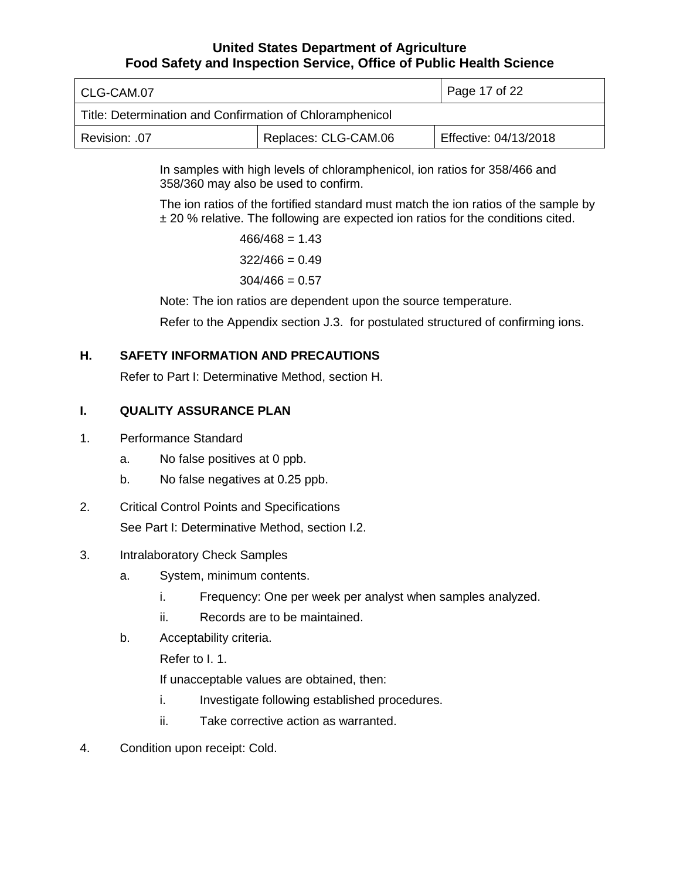In samples with high levels of chloramphenicol, ion ratios for 358/466 and 358/360 may also be used to confirm.

The ion ratios of the fortified standard must match the ion ratios of the sample by ± 20 % relative. The following are expected ion ratios for the conditions cited.

466/468 = 1.43

322/466 = 0.49

304/466 = 0.57

Note: The ion ratios are dependent upon the source temperature.

Refer to the Appendix section J.3. for postulated structured of confirming ions.

## H. SAFETY INFORMATION AND PRECAUTIONS

Refer to Part I: Determinative Method, section H.

## I. QUALITY ASSURANCE PLAN

1. Performance Standard
   - a. No false positives at 0 ppb.
   - b. No false negatives at 0.25 ppb.
2. Critical Control Points and Specifications

   See Part I: Determinative Method, section I.2.
3. Intralaboratory Check Samples
   - a. System, minimum contents.
     - i. Frequency: One per week per analyst when samples analyzed.
     - ii. Records are to be maintained.
   - b. Acceptability criteria.

     Refer to I. 1.

     If unacceptable values are obtained, then:
     - i. Investigate following established procedures.
     - ii. Take corrective action as warranted.
4. Condition upon receipt: Cold.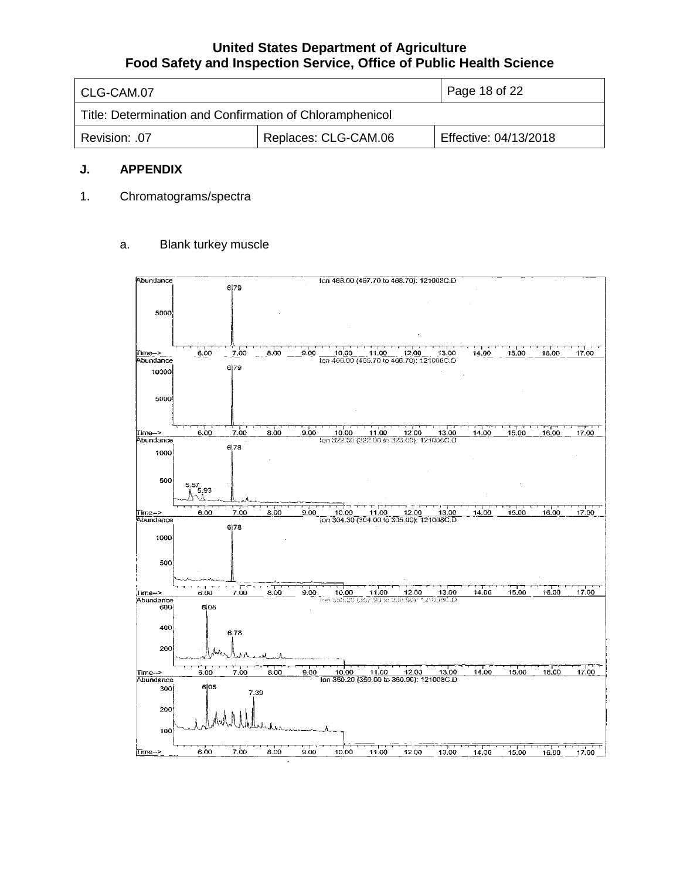## J. APPENDIX

1. Chromatograms/spectra

   a. Blank turkey muscle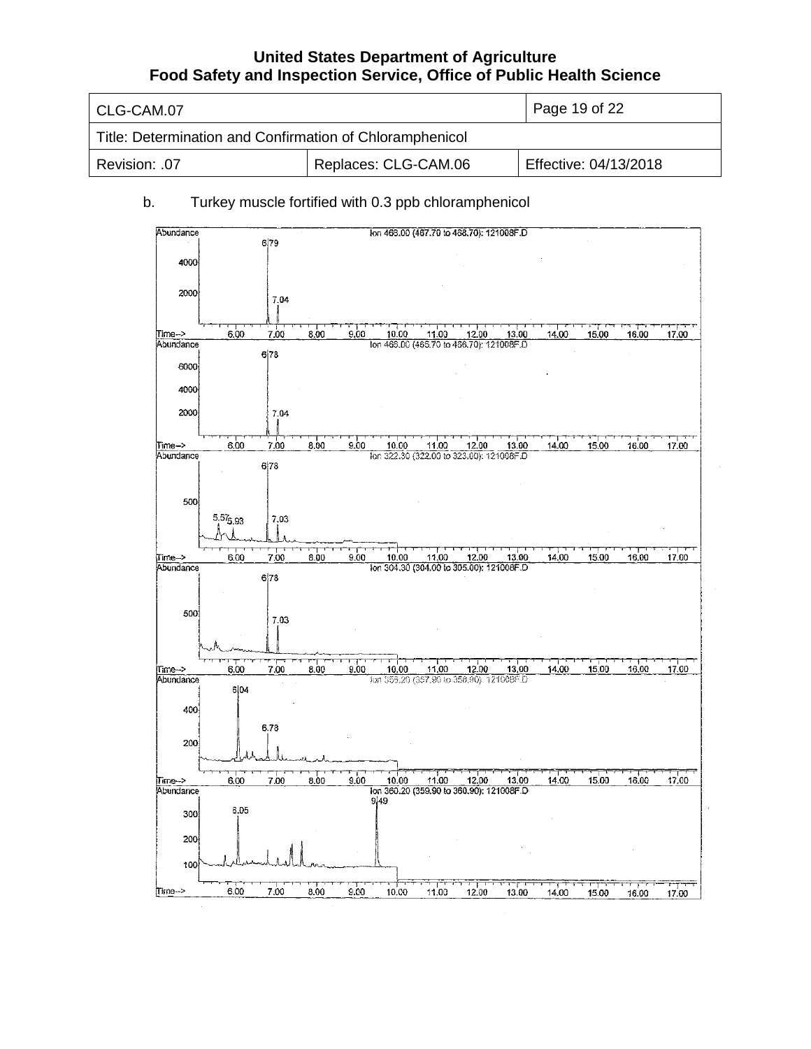b. Turkey muscle fortified with 0.3 ppb chloramphenicol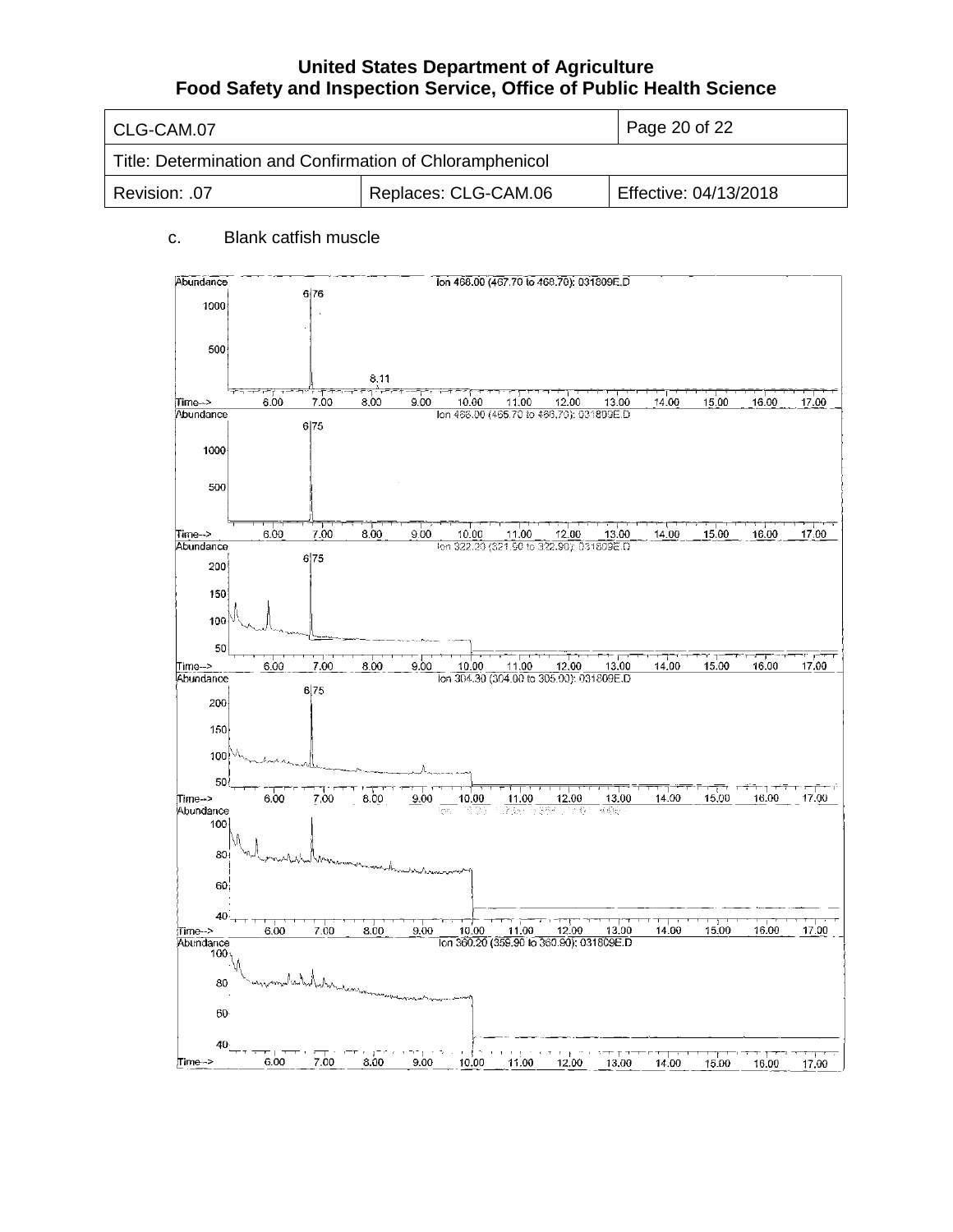c. Blank catfish muscle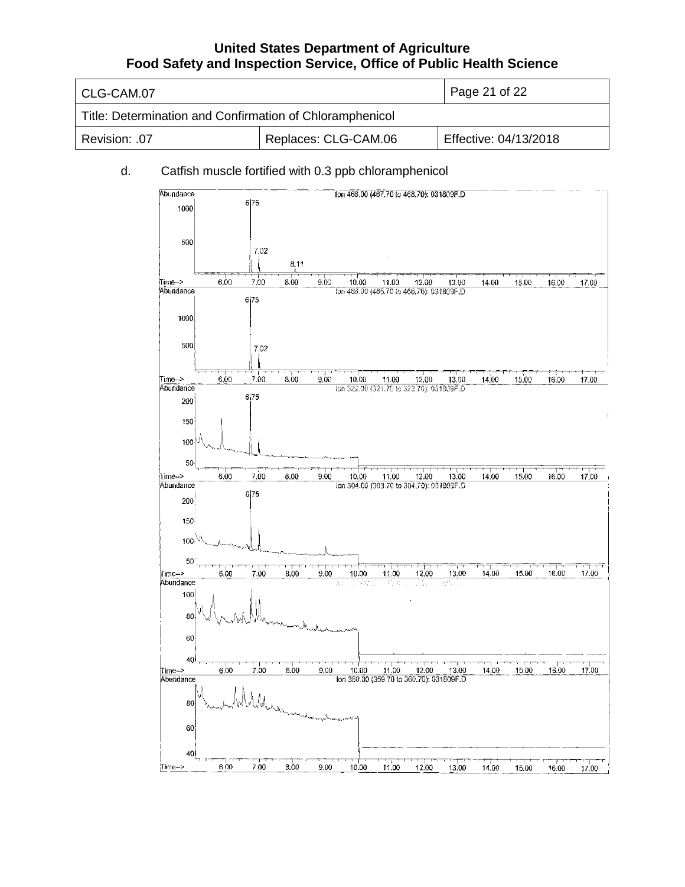d. Catfish muscle fortified with 0.3 ppb chloramphenicol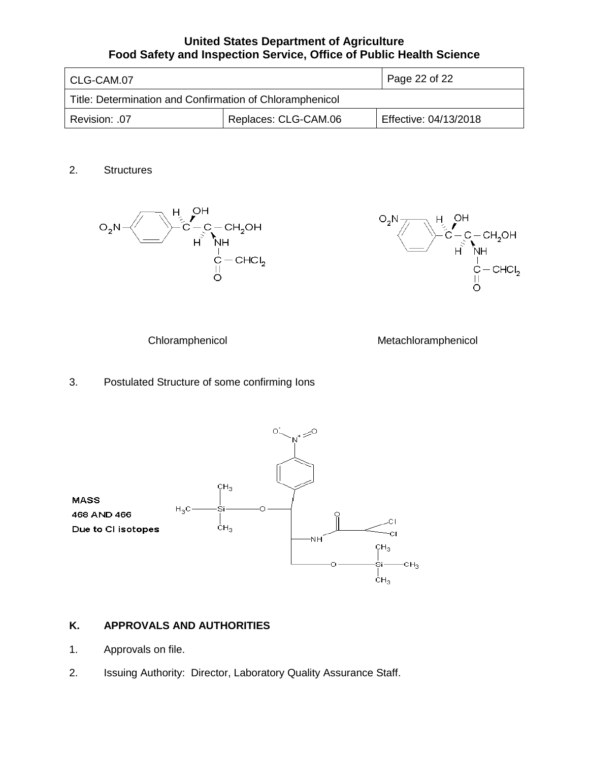2. Structures

Chloramphenicol

Metachloramphenicol

3. Postulated Structure of some confirming Ions

MASS
468 AND 466
Due to Cl isotopes

## K. APPROVALS AND AUTHORITIES

1. Approvals on file.
2. Issuing Authority: Director, Laboratory Quality Assurance Staff.